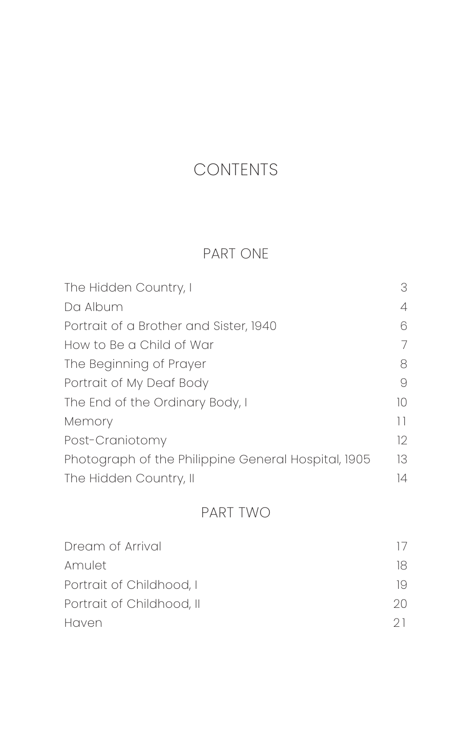# CONTENTS

## PART ONE

| | |
|---|---|
| The Hidden Country, I | 3 |
| Da Album | 4 |
| Portrait of a Brother and Sister, 1940 | 6 |
| How to Be a Child of War | 7 |
| The Beginning of Prayer | 8 |
| Portrait of My Deaf Body | 9 |
| The End of the Ordinary Body, I | 10 |
| Memory | 11 |
| Post-Craniotomy | 12 |
| Photograph of the Philippine General Hospital, 1905 | 13 |
| The Hidden Country, II | 14 |

## PART TWO

| | |
|---|---|
| Dream of Arrival | 17 |
| Amulet | 18 |
| Portrait of Childhood, I | 19 |
| Portrait of Childhood, II | 20 |
| Haven | 21 |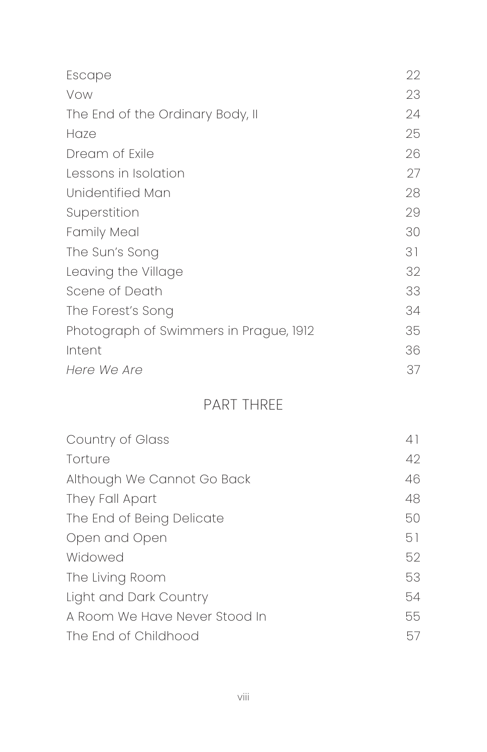| | |
|---|---|
| Escape | 22 |
| Vow | 23 |
| The End of the Ordinary Body, II | 24 |
| Haze | 25 |
| Dream of Exile | 26 |
| Lessons in Isolation | 27 |
| Unidentified Man | 28 |
| Superstition | 29 |
| Family Meal | 30 |
| The Sun's Song | 31 |
| Leaving the Village | 32 |
| Scene of Death | 33 |
| The Forest's Song | 34 |
| Photograph of Swimmers in Prague, 1912 | 35 |
| Intent | 36 |
| *Here We Are* | 37 |

## PART THREE

| | |
|---|---|
| Country of Glass | 41 |
| Torture | 42 |
| Although We Cannot Go Back | 46 |
| They Fall Apart | 48 |
| The End of Being Delicate | 50 |
| Open and Open | 51 |
| Widowed | 52 |
| The Living Room | 53 |
| Light and Dark Country | 54 |
| A Room We Have Never Stood In | 55 |
| The End of Childhood | 57 |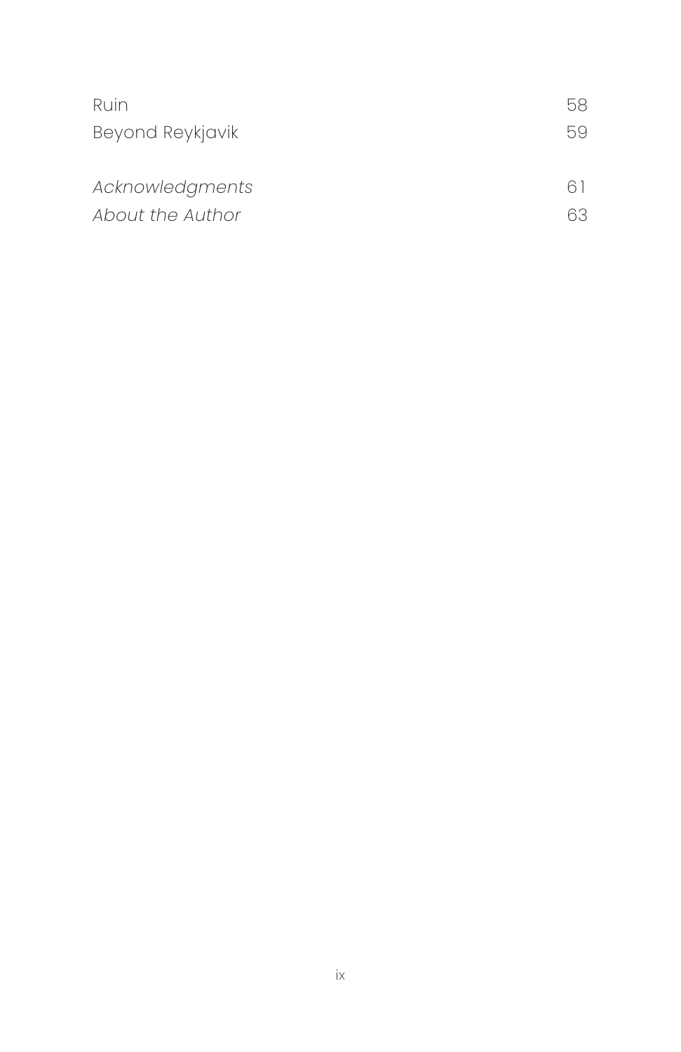| | |
|---|---|
| Ruin | 58 |
| Beyond Reykjavik | 59 |
| | |
| *Acknowledgments* | 61 |
| *About the Author* | 63 |